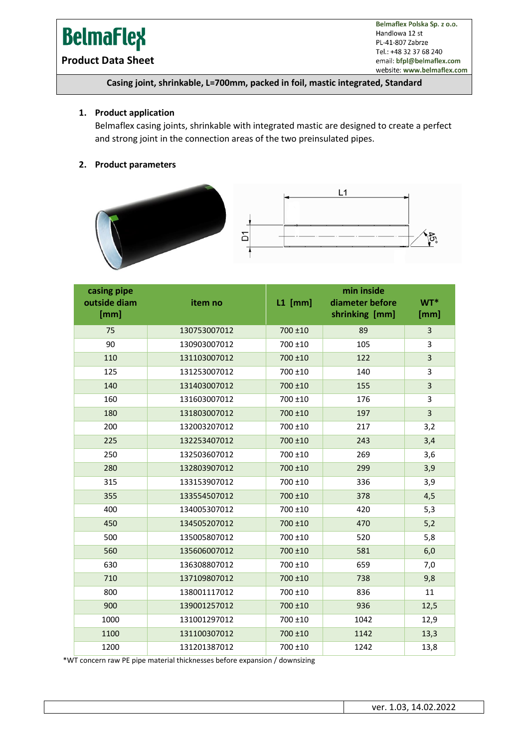# BelmaFlex

**Product Data Sheet**

Belmaflex Polska Sp. z o.o.
Handlowa 12 st
PL-41-807 Zabrze
Tel.: +48 32 37 68 240
email: **bfpl@belmaflex.com**
website: **www.belmaflex.com**

**Casing joint, shrinkable, L=700mm, packed in foil, mastic integrated, Standard**

## 1. Product application

Belmaflex casing joints, shrinkable with integrated mastic are designed to create a perfect and strong joint in the connection areas of the two preinsulated pipes.

## 2. Product parameters

| casing pipe outside diam [mm] | item no | L1 [mm] | min inside diameter before shrinking [mm] | WT* [mm] |
|---|---|---|---|---|
| 75 | 130753007012 | 700 ±10 | 89 | 3 |
| 90 | 130903007012 | 700 ±10 | 105 | 3 |
| 110 | 131103007012 | 700 ±10 | 122 | 3 |
| 125 | 131253007012 | 700 ±10 | 140 | 3 |
| 140 | 131403007012 | 700 ±10 | 155 | 3 |
| 160 | 131603007012 | 700 ±10 | 176 | 3 |
| 180 | 131803007012 | 700 ±10 | 197 | 3 |
| 200 | 132003207012 | 700 ±10 | 217 | 3,2 |
| 225 | 132253407012 | 700 ±10 | 243 | 3,4 |
| 250 | 132503607012 | 700 ±10 | 269 | 3,6 |
| 280 | 132803907012 | 700 ±10 | 299 | 3,9 |
| 315 | 133153907012 | 700 ±10 | 336 | 3,9 |
| 355 | 133554507012 | 700 ±10 | 378 | 4,5 |
| 400 | 134005307012 | 700 ±10 | 420 | 5,3 |
| 450 | 134505207012 | 700 ±10 | 470 | 5,2 |
| 500 | 135005807012 | 700 ±10 | 520 | 5,8 |
| 560 | 135606007012 | 700 ±10 | 581 | 6,0 |
| 630 | 136308807012 | 700 ±10 | 659 | 7,0 |
| 710 | 137109807012 | 700 ±10 | 738 | 9,8 |
| 800 | 138001117012 | 700 ±10 | 836 | 11 |
| 900 | 139001257012 | 700 ±10 | 936 | 12,5 |
| 1000 | 131001297012 | 700 ±10 | 1042 | 12,9 |
| 1100 | 131100307012 | 700 ±10 | 1142 | 13,3 |
| 1200 | 131201387012 | 700 ±10 | 1242 | 13,8 |

*WT concern raw PE pipe material thicknesses before expansion / downsizing

ver. 1.03, 14.02.2022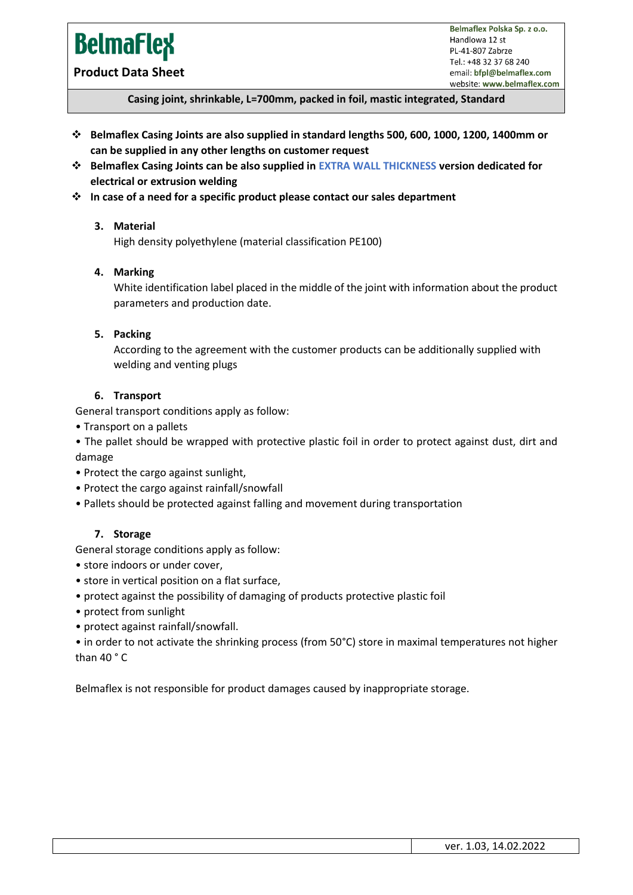- ❖ **Belmaflex Casing Joints are also supplied in standard lengths 500, 600, 1000, 1200, 1400mm or can be supplied in any other lengths on customer request**
- ❖ **Belmaflex Casing Joints can be also supplied in EXTRA WALL THICKNESS version dedicated for electrical or extrusion welding**
- ❖ **In case of a need for a specific product please contact our sales department**

**3. Material**

High density polyethylene (material classification PE100)

**4. Marking**

White identification label placed in the middle of the joint with information about the product parameters and production date.

**5. Packing**

According to the agreement with the customer products can be additionally supplied with welding and venting plugs

**6. Transport**

General transport conditions apply as follow:

- Transport on a pallets
- The pallet should be wrapped with protective plastic foil in order to protect against dust, dirt and damage
- Protect the cargo against sunlight,
- Protect the cargo against rainfall/snowfall
- Pallets should be protected against falling and movement during transportation

**7. Storage**

General storage conditions apply as follow:

- store indoors or under cover,
- store in vertical position on a flat surface,
- protect against the possibility of damaging of products protective plastic foil
- protect from sunlight
- protect against rainfall/snowfall.
- in order to not activate the shrinking process (from 50°C) store in maximal temperatures not higher than 40 ° C

Belmaflex is not responsible for product damages caused by inappropriate storage.